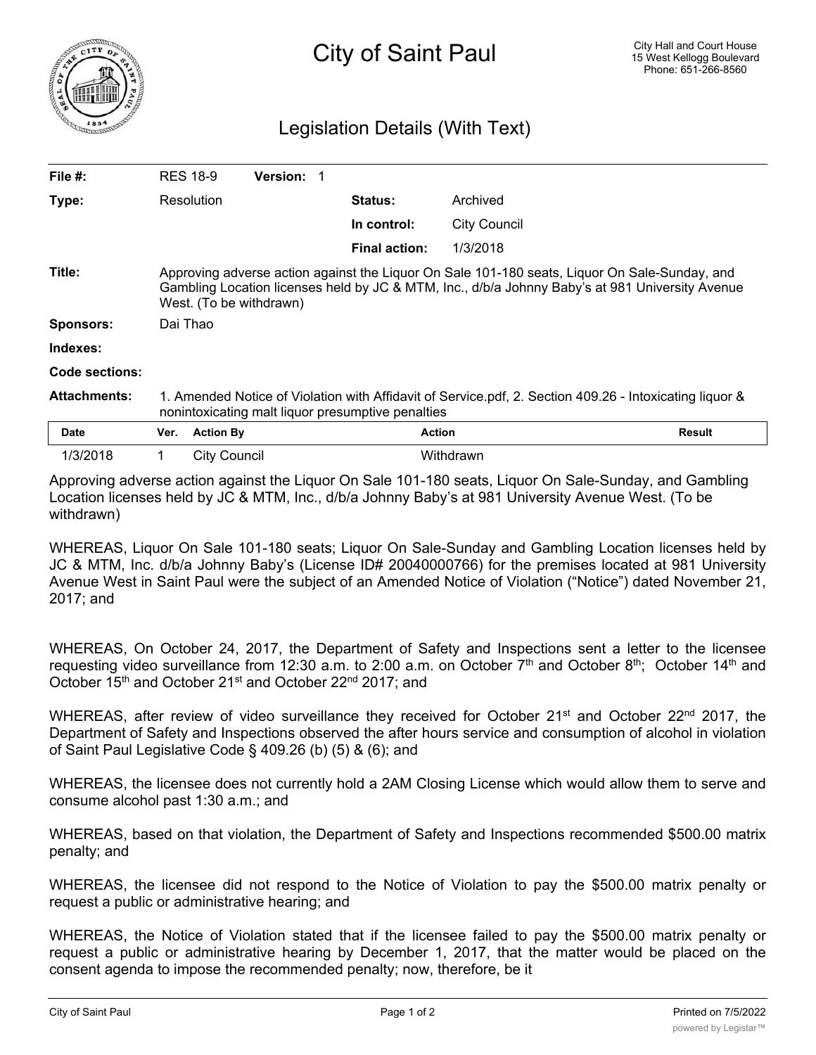# City of Saint Paul

City Hall and Court House
15 West Kellogg Boulevard
Phone: 651-266-8560

## Legislation Details (With Text)

| | | | |
|---|---|---|---|
| **File #:** | RES 18-9 **Version:** 1 | | |
| **Type:** | Resolution | **Status:** | Archived |
| | | **In control:** | City Council |
| | | **Final action:** | 1/3/2018 |

**Title:** Approving adverse action against the Liquor On Sale 101-180 seats, Liquor On Sale-Sunday, and Gambling Location licenses held by JC & MTM, Inc., d/b/a Johnny Baby's at 981 University Avenue West. (To be withdrawn)

**Sponsors:** Dai Thao

**Indexes:**

**Code sections:**

**Attachments:** 1. Amended Notice of Violation with Affidavit of Service.pdf, 2. Section 409.26 - Intoxicating liquor & nonintoxicating malt liquor presumptive penalties

| Date | Ver. | Action By | Action | Result |
|---|---|---|---|---|
| 1/3/2018 | 1 | City Council | Withdrawn | |

Approving adverse action against the Liquor On Sale 101-180 seats, Liquor On Sale-Sunday, and Gambling Location licenses held by JC & MTM, Inc., d/b/a Johnny Baby's at 981 University Avenue West. (To be withdrawn)

WHEREAS, Liquor On Sale 101-180 seats; Liquor On Sale-Sunday and Gambling Location licenses held by JC & MTM, Inc. d/b/a Johnny Baby's (License ID# 20040000766) for the premises located at 981 University Avenue West in Saint Paul were the subject of an Amended Notice of Violation ("Notice") dated November 21, 2017; and

WHEREAS, On October 24, 2017, the Department of Safety and Inspections sent a letter to the licensee requesting video surveillance from 12:30 a.m. to 2:00 a.m. on October 7th and October 8th; October 14th and October 15th and October 21st and October 22nd 2017; and

WHEREAS, after review of video surveillance they received for October 21st and October 22nd 2017, the Department of Safety and Inspections observed the after hours service and consumption of alcohol in violation of Saint Paul Legislative Code § 409.26 (b) (5) & (6); and

WHEREAS, the licensee does not currently hold a 2AM Closing License which would allow them to serve and consume alcohol past 1:30 a.m.; and

WHEREAS, based on that violation, the Department of Safety and Inspections recommended $500.00 matrix penalty; and

WHEREAS, the licensee did not respond to the Notice of Violation to pay the $500.00 matrix penalty or request a public or administrative hearing; and

WHEREAS, the Notice of Violation stated that if the licensee failed to pay the $500.00 matrix penalty or request a public or administrative hearing by December 1, 2017, that the matter would be placed on the consent agenda to impose the recommended penalty; now, therefore, be it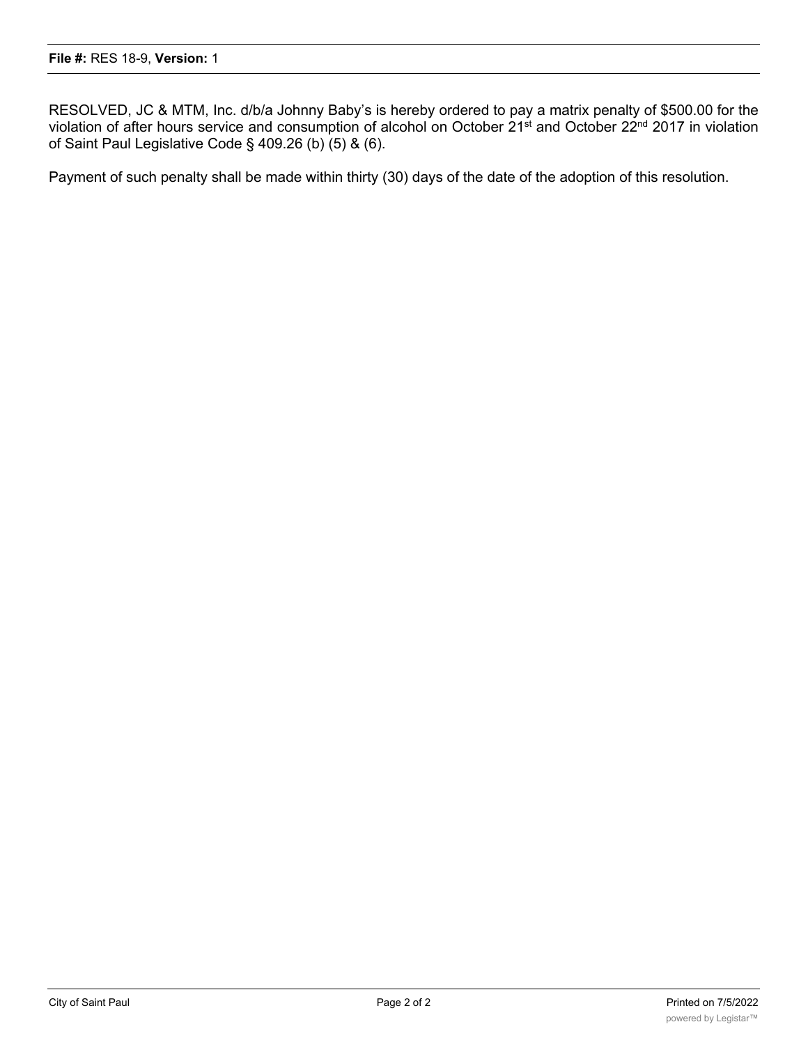RESOLVED, JC & MTM, Inc. d/b/a Johnny Baby's is hereby ordered to pay a matrix penalty of $500.00 for the violation of after hours service and consumption of alcohol on October 21st and October 22nd 2017 in violation of Saint Paul Legislative Code § 409.26 (b) (5) & (6).

Payment of such penalty shall be made within thirty (30) days of the date of the adoption of this resolution.